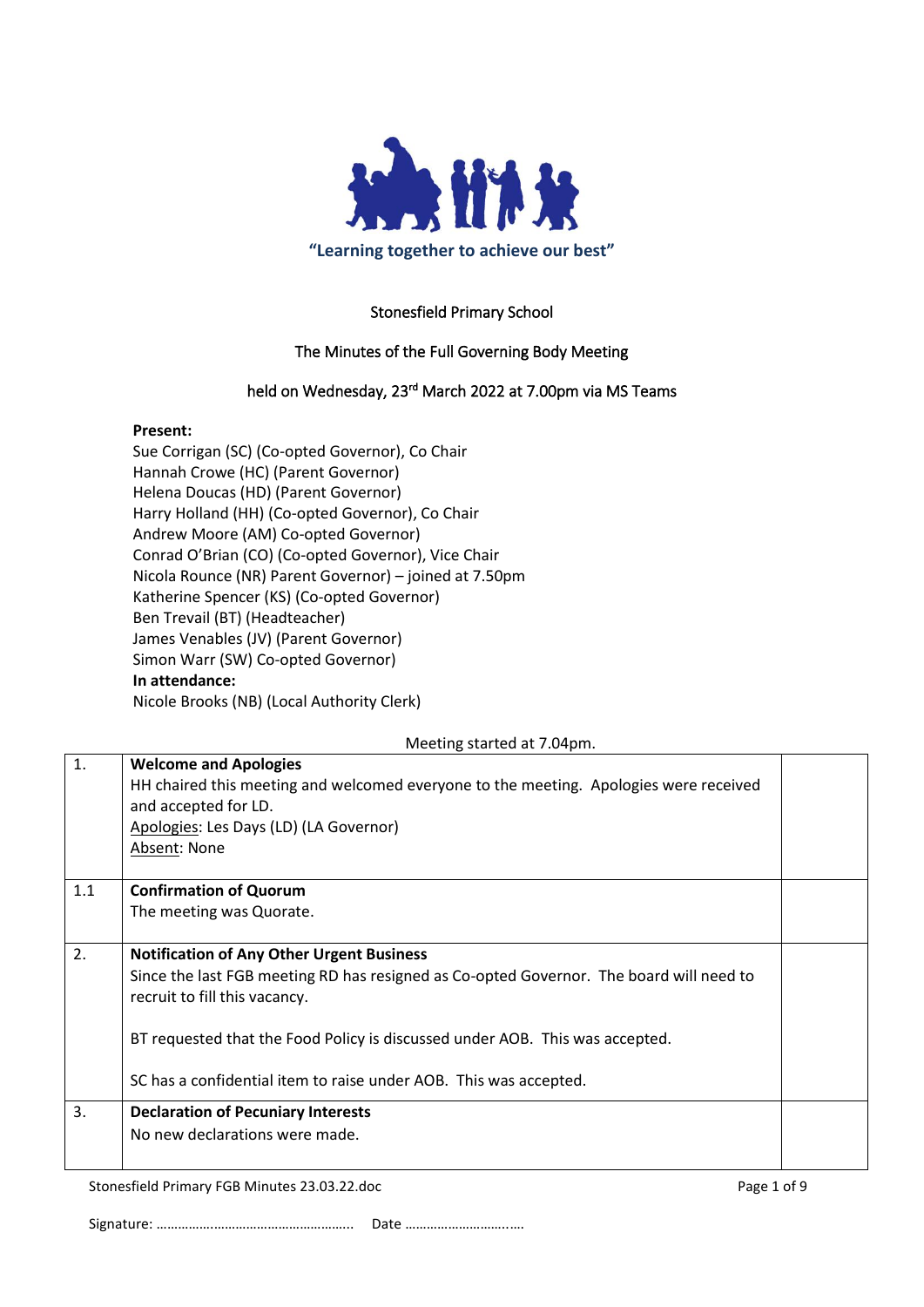**"Learning together to achieve our best"**

Stonesfield Primary School

The Minutes of the Full Governing Body Meeting

held on Wednesday, 23rd March 2022 at 7.00pm via MS Teams

**Present:**
Sue Corrigan (SC) (Co-opted Governor), Co Chair
Hannah Crowe (HC) (Parent Governor)
Helena Doucas (HD) (Parent Governor)
Harry Holland (HH) (Co-opted Governor), Co Chair
Andrew Moore (AM) Co-opted Governor)
Conrad O'Brian (CO) (Co-opted Governor), Vice Chair
Nicola Rounce (NR) Parent Governor) – joined at 7.50pm
Katherine Spencer (KS) (Co-opted Governor)
Ben Trevail (BT) (Headteacher)
James Venables (JV) (Parent Governor)
Simon Warr (SW) Co-opted Governor)
**In attendance:**
Nicole Brooks (NB) (Local Authority Clerk)

Meeting started at 7.04pm.

| | | |
|---|---|---|
| 1. | **Welcome and Apologies**<br>HH chaired this meeting and welcomed everyone to the meeting. Apologies were received and accepted for LD.<br>Apologies: Les Days (LD) (LA Governor)<br>Absent: None | |
| 1.1 | **Confirmation of Quorum**<br>The meeting was Quorate. | |
| 2. | **Notification of Any Other Urgent Business**<br>Since the last FGB meeting RD has resigned as Co-opted Governor. The board will need to recruit to fill this vacancy.<br><br>BT requested that the Food Policy is discussed under AOB. This was accepted.<br><br>SC has a confidential item to raise under AOB. This was accepted. | |
| 3. | **Declaration of Pecuniary Interests**<br>No new declarations were made. | |

Signature: ……………………………………………….. Date ………………………..….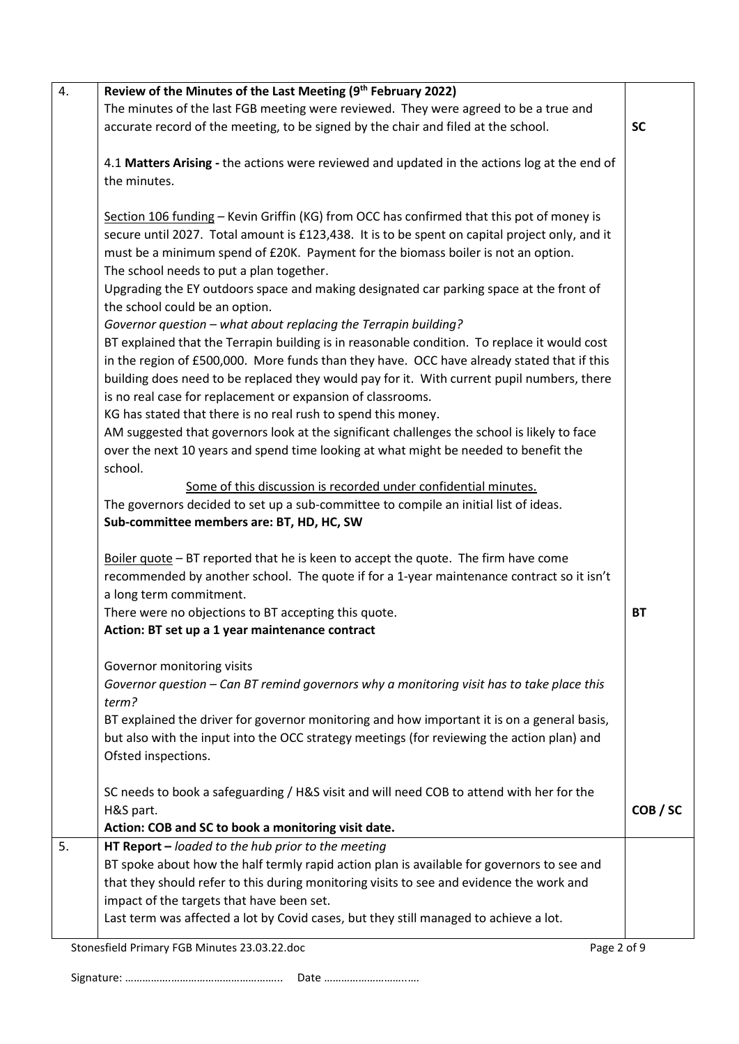| | | |
|---|---|---|
| 4. | **Review of the Minutes of the Last Meeting (9th February 2022)**<br>The minutes of the last FGB meeting were reviewed. They were agreed to be a true and accurate record of the meeting, to be signed by the chair and filed at the school.<br><br>4.1 **Matters Arising -** the actions were reviewed and updated in the actions log at the end of the minutes.<br><br><u>Section 106 funding</u> – Kevin Griffin (KG) from OCC has confirmed that this pot of money is secure until 2027. Total amount is £123,438. It is to be spent on capital project only, and it must be a minimum spend of £20K. Payment for the biomass boiler is not an option.<br>The school needs to put a plan together.<br>Upgrading the EY outdoors space and making designated car parking space at the front of the school could be an option.<br>*Governor question – what about replacing the Terrapin building?*<br>BT explained that the Terrapin building is in reasonable condition. To replace it would cost in the region of £500,000. More funds than they have. OCC have already stated that if this building does need to be replaced they would pay for it. With current pupil numbers, there is no real case for replacement or expansion of classrooms.<br>KG has stated that there is no real rush to spend this money.<br>AM suggested that governors look at the significant challenges the school is likely to face over the next 10 years and spend time looking at what might be needed to benefit the school.<br><u>Some of this discussion is recorded under confidential minutes.</u><br>The governors decided to set up a sub-committee to compile an initial list of ideas.<br>**Sub-committee members are: BT, HD, HC, SW**<br><br><u>Boiler quote</u> – BT reported that he is keen to accept the quote. The firm have come recommended by another school. The quote if for a 1-year maintenance contract so it isn't a long term commitment.<br>There were no objections to BT accepting this quote.<br>**Action: BT set up a 1 year maintenance contract**<br><br>Governor monitoring visits<br>*Governor question – Can BT remind governors why a monitoring visit has to take place this term?*<br>BT explained the driver for governor monitoring and how important it is on a general basis, but also with the input into the OCC strategy meetings (for reviewing the action plan) and Ofsted inspections.<br><br>SC needs to book a safeguarding / H&S visit and will need COB to attend with her for the H&S part.<br>**Action: COB and SC to book a monitoring visit date.** | **SC**<br><br><br><br><br><br><br><br><br><br><br><br><br><br><br><br><br><br><br><br><br><br><br><br><br><br><br><br>**BT**<br><br><br><br><br><br><br><br><br><br><br>**COB / SC** |
| 5. | **HT Report –** *loaded to the hub prior to the meeting*<br>BT spoke about how the half termly rapid action plan is available for governors to see and that they should refer to this during monitoring visits to see and evidence the work and impact of the targets that have been set.<br>Last term was affected a lot by Covid cases, but they still managed to achieve a lot. | |

Stonesfield Primary FGB Minutes 23.03.22.doc

Signature: ……………………………………………….. Date ………………………..….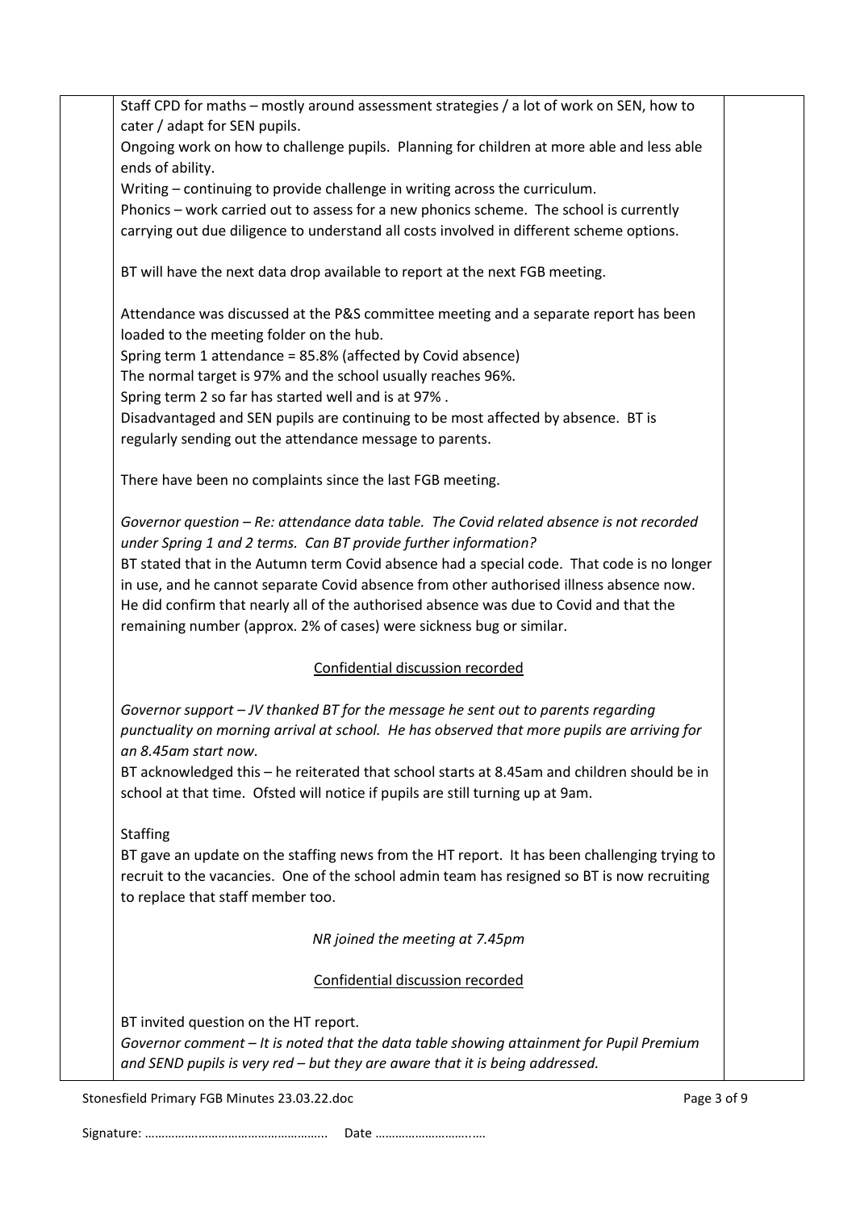Staff CPD for maths – mostly around assessment strategies / a lot of work on SEN, how to cater / adapt for SEN pupils.
Ongoing work on how to challenge pupils. Planning for children at more able and less able ends of ability.
Writing – continuing to provide challenge in writing across the curriculum.
Phonics – work carried out to assess for a new phonics scheme. The school is currently carrying out due diligence to understand all costs involved in different scheme options.

BT will have the next data drop available to report at the next FGB meeting.

Attendance was discussed at the P&S committee meeting and a separate report has been loaded to the meeting folder on the hub.
Spring term 1 attendance = 85.8% (affected by Covid absence)
The normal target is 97% and the school usually reaches 96%.
Spring term 2 so far has started well and is at 97% .
Disadvantaged and SEN pupils are continuing to be most affected by absence. BT is regularly sending out the attendance message to parents.

There have been no complaints since the last FGB meeting.

*Governor question – Re: attendance data table. The Covid related absence is not recorded under Spring 1 and 2 terms. Can BT provide further information?*
BT stated that in the Autumn term Covid absence had a special code. That code is no longer in use, and he cannot separate Covid absence from other authorised illness absence now. He did confirm that nearly all of the authorised absence was due to Covid and that the remaining number (approx. 2% of cases) were sickness bug or similar.

<u>Confidential discussion recorded</u>

*Governor support – JV thanked BT for the message he sent out to parents regarding punctuality on morning arrival at school. He has observed that more pupils are arriving for an 8.45am start now.*
BT acknowledged this – he reiterated that school starts at 8.45am and children should be in school at that time. Ofsted will notice if pupils are still turning up at 9am.

Staffing
BT gave an update on the staffing news from the HT report. It has been challenging trying to recruit to the vacancies. One of the school admin team has resigned so BT is now recruiting to replace that staff member too.

*NR joined the meeting at 7.45pm*

<u>Confidential discussion recorded</u>

BT invited question on the HT report.
*Governor comment – It is noted that the data table showing attainment for Pupil Premium and SEND pupils is very red – but they are aware that it is being addressed.*

Signature: …………………………………………….. Date ………………………..….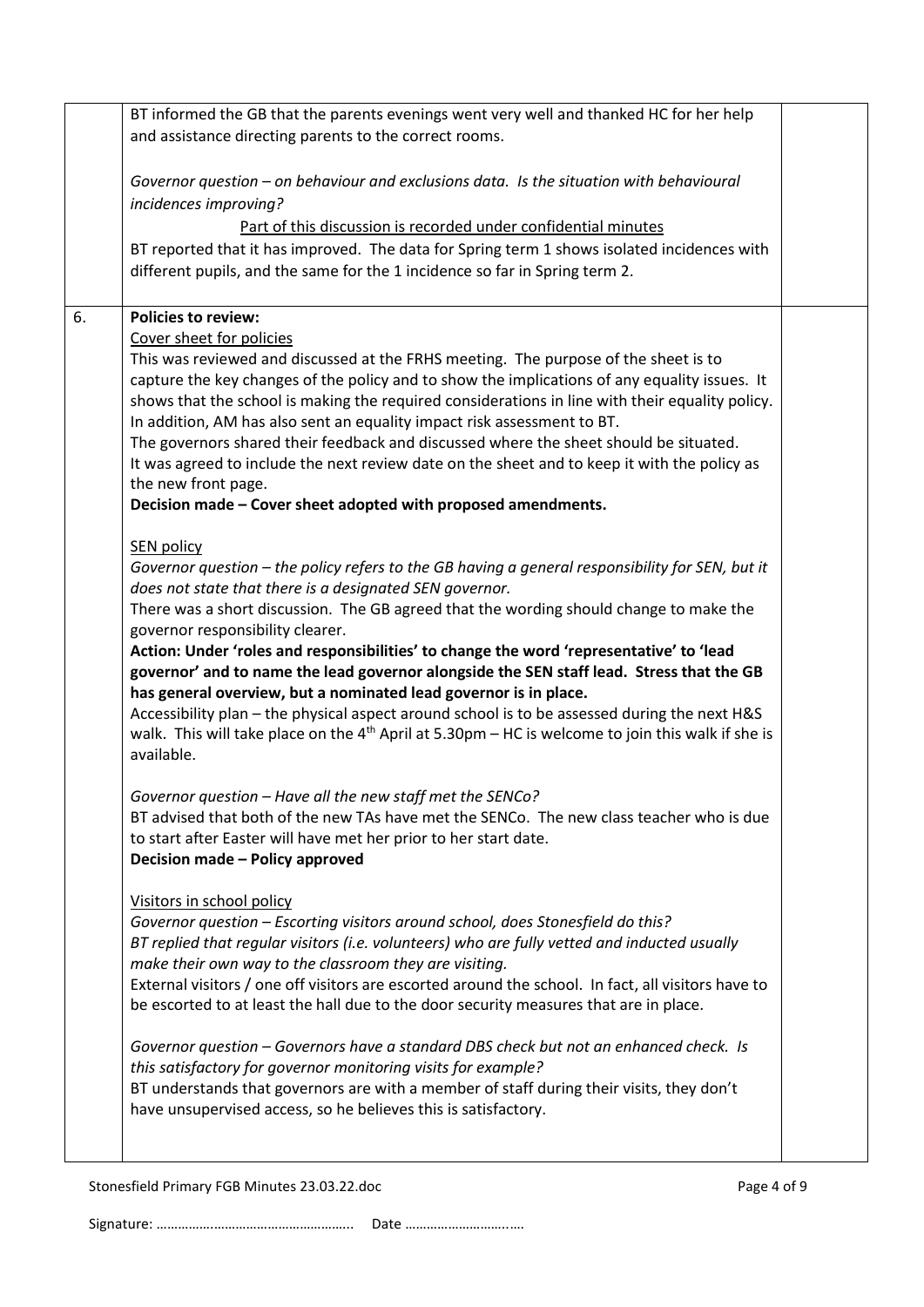| | | |
|---|---|---|
| | BT informed the GB that the parents evenings went very well and thanked HC for her help and assistance directing parents to the correct rooms.<br><br>*Governor question – on behaviour and exclusions data. Is the situation with behavioural incidences improving?*<br><u>Part of this discussion is recorded under confidential minutes</u><br>BT reported that it has improved. The data for Spring term 1 shows isolated incidences with different pupils, and the same for the 1 incidence so far in Spring term 2. | |
| 6. | **Policies to review:**<br><u>Cover sheet for policies</u><br>This was reviewed and discussed at the FRHS meeting. The purpose of the sheet is to capture the key changes of the policy and to show the implications of any equality issues. It shows that the school is making the required considerations in line with their equality policy. In addition, AM has also sent an equality impact risk assessment to BT.<br>The governors shared their feedback and discussed where the sheet should be situated. It was agreed to include the next review date on the sheet and to keep it with the policy as the new front page.<br>**Decision made – Cover sheet adopted with proposed amendments.**<br><br><u>SEN policy</u><br>*Governor question – the policy refers to the GB having a general responsibility for SEN, but it does not state that there is a designated SEN governor.*<br>There was a short discussion. The GB agreed that the wording should change to make the governor responsibility clearer.<br>**Action: Under 'roles and responsibilities' to change the word 'representative' to 'lead governor' and to name the lead governor alongside the SEN staff lead. Stress that the GB has general overview, but a nominated lead governor is in place.**<br>Accessibility plan – the physical aspect around school is to be assessed during the next H&S walk. This will take place on the 4th April at 5.30pm – HC is welcome to join this walk if she is available.<br><br>*Governor question – Have all the new staff met the SENCo?*<br>BT advised that both of the new TAs have met the SENCo. The new class teacher who is due to start after Easter will have met her prior to her start date.<br>**Decision made – Policy approved**<br><br><u>Visitors in school policy</u><br>*Governor question – Escorting visitors around school, does Stonesfield do this?*<br>*BT replied that regular visitors (i.e. volunteers) who are fully vetted and inducted usually make their own way to the classroom they are visiting.*<br>External visitors / one off visitors are escorted around the school. In fact, all visitors have to be escorted to at least the hall due to the door security measures that are in place.<br><br>*Governor question – Governors have a standard DBS check but not an enhanced check. Is this satisfactory for governor monitoring visits for example?*<br>BT understands that governors are with a member of staff during their visits, they don't have unsupervised access, so he believes this is satisfactory. | |

Stonesfield Primary FGB Minutes 23.03.22.doc

Signature: ……………………………………………….. Date ……………………….….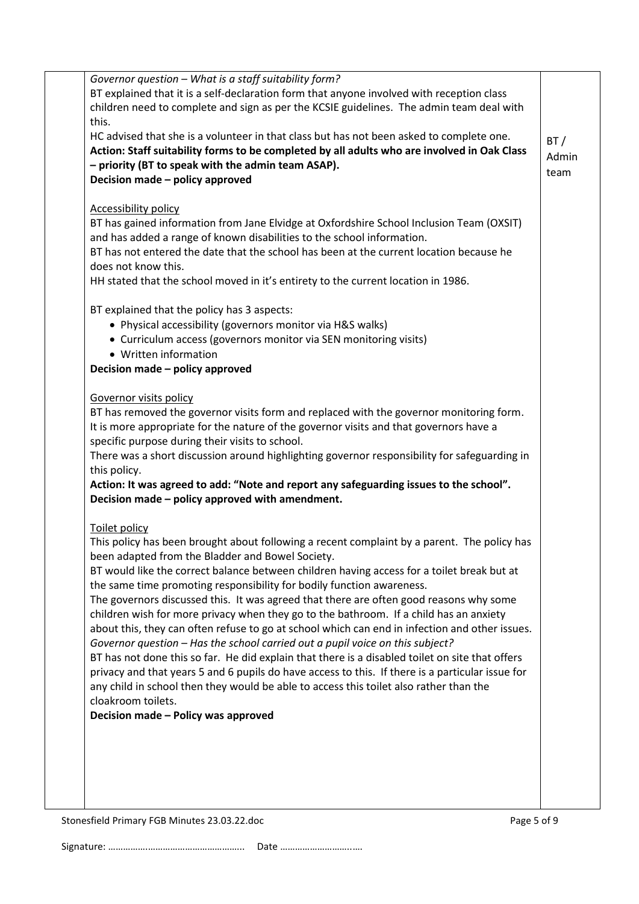*Governor question – What is a staff suitability form?*
BT explained that it is a self-declaration form that anyone involved with reception class children need to complete and sign as per the KCSIE guidelines. The admin team deal with this.
HC advised that she is a volunteer in that class but has not been asked to complete one.
**Action: Staff suitability forms to be completed by all adults who are involved in Oak Class – priority (BT to speak with the admin team ASAP).** — BT / Admin team
**Decision made – policy approved**

Accessibility policy
BT has gained information from Jane Elvidge at Oxfordshire School Inclusion Team (OXSIT) and has added a range of known disabilities to the school information.
BT has not entered the date that the school has been at the current location because he does not know this.
HH stated that the school moved in it's entirety to the current location in 1986.

BT explained that the policy has 3 aspects:

- Physical accessibility (governors monitor via H&S walks)
- Curriculum access (governors monitor via SEN monitoring visits)
- Written information

**Decision made – policy approved**

Governor visits policy
BT has removed the governor visits form and replaced with the governor monitoring form. It is more appropriate for the nature of the governor visits and that governors have a specific purpose during their visits to school.
There was a short discussion around highlighting governor responsibility for safeguarding in this policy.
**Action: It was agreed to add: "Note and report any safeguarding issues to the school".**
**Decision made – policy approved with amendment.**

Toilet policy
This policy has been brought about following a recent complaint by a parent. The policy has been adapted from the Bladder and Bowel Society.
BT would like the correct balance between children having access for a toilet break but at the same time promoting responsibility for bodily function awareness.
The governors discussed this. It was agreed that there are often good reasons why some children wish for more privacy when they go to the bathroom. If a child has an anxiety about this, they can often refuse to go at school which can end in infection and other issues.
*Governor question – Has the school carried out a pupil voice on this subject?*
BT has not done this so far. He did explain that there is a disabled toilet on site that offers privacy and that years 5 and 6 pupils do have access to this. If there is a particular issue for any child in school then they would be able to access this toilet also rather than the cloakroom toilets.
**Decision made – Policy was approved**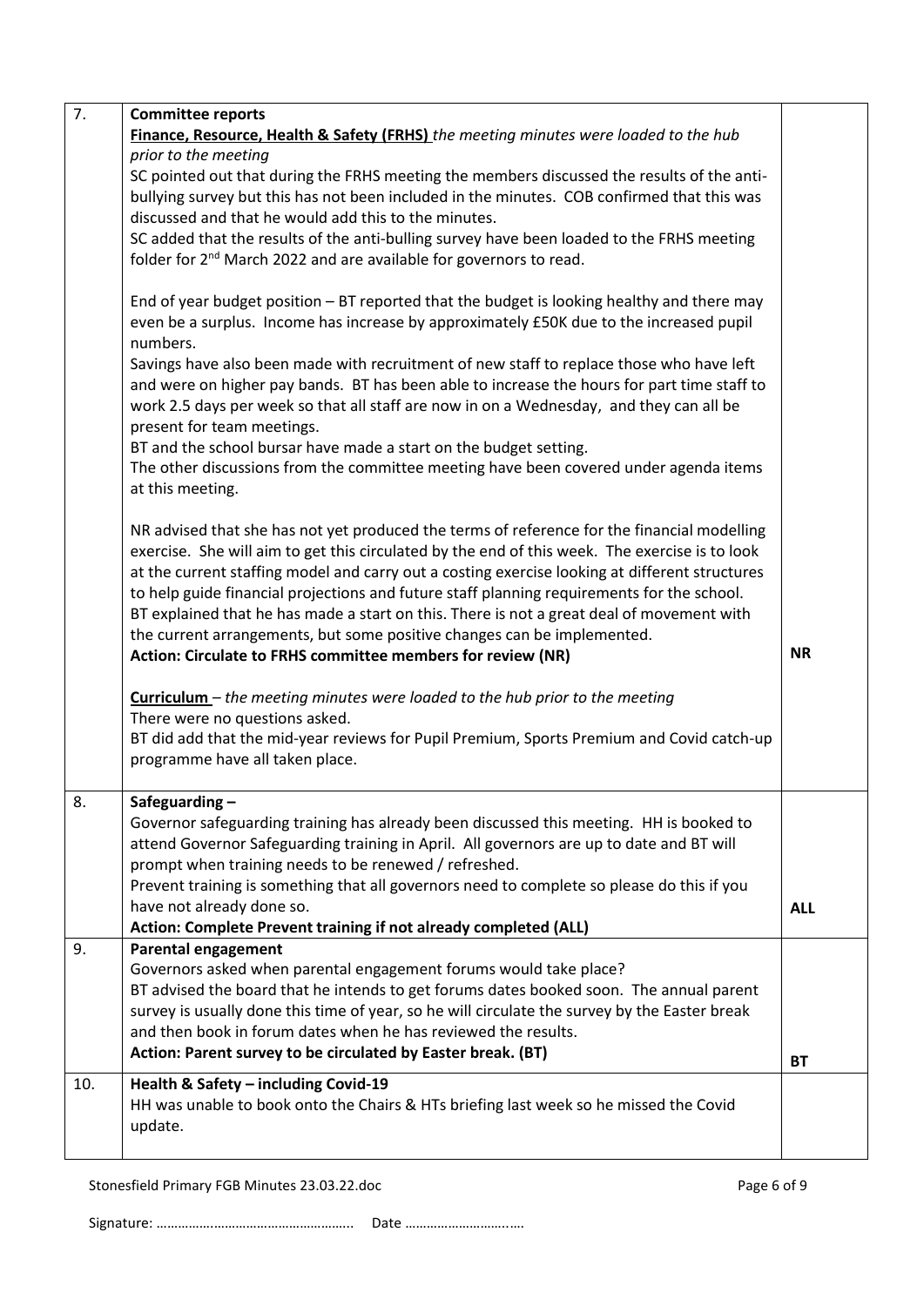| | | |
|---|---|---|
| 7. | **Committee reports**<br>**<u>Finance, Resource, Health & Safety (FRHS)</u>** *the meeting minutes were loaded to the hub prior to the meeting*<br>SC pointed out that during the FRHS meeting the members discussed the results of the anti-bullying survey but this has not been included in the minutes. COB confirmed that this was discussed and that he would add this to the minutes.<br>SC added that the results of the anti-bulling survey have been loaded to the FRHS meeting folder for 2nd March 2022 and are available for governors to read.<br><br>End of year budget position – BT reported that the budget is looking healthy and there may even be a surplus. Income has increase by approximately £50K due to the increased pupil numbers.<br>Savings have also been made with recruitment of new staff to replace those who have left and were on higher pay bands. BT has been able to increase the hours for part time staff to work 2.5 days per week so that all staff are now in on a Wednesday, and they can all be present for team meetings.<br>BT and the school bursar have made a start on the budget setting.<br>The other discussions from the committee meeting have been covered under agenda items at this meeting.<br><br>NR advised that she has not yet produced the terms of reference for the financial modelling exercise. She will aim to get this circulated by the end of this week. The exercise is to look at the current staffing model and carry out a costing exercise looking at different structures to help guide financial projections and future staff planning requirements for the school.<br>BT explained that he has made a start on this. There is not a great deal of movement with the current arrangements, but some positive changes can be implemented.<br>**Action: Circulate to FRHS committee members for review (NR)**<br><br>**<u>Curriculum</u>** – *the meeting minutes were loaded to the hub prior to the meeting*<br>There were no questions asked.<br>BT did add that the mid-year reviews for Pupil Premium, Sports Premium and Covid catch-up programme have all taken place. | **NR** |
| 8. | **Safeguarding –**<br>Governor safeguarding training has already been discussed this meeting. HH is booked to attend Governor Safeguarding training in April. All governors are up to date and BT will prompt when training needs to be renewed / refreshed.<br>Prevent training is something that all governors need to complete so please do this if you have not already done so.<br>**Action: Complete Prevent training if not already completed (ALL)** | **ALL** |
| 9. | **Parental engagement**<br>Governors asked when parental engagement forums would take place?<br>BT advised the board that he intends to get forums dates booked soon. The annual parent survey is usually done this time of year, so he will circulate the survey by the Easter break and then book in forum dates when he has reviewed the results.<br>**Action: Parent survey to be circulated by Easter break. (BT)** | **BT** |
| 10. | **Health & Safety – including Covid-19**<br>HH was unable to book onto the Chairs & HTs briefing last week so he missed the Covid update. | |

Stonesfield Primary FGB Minutes 23.03.22.doc

Signature: …………………………………………….. Date ……………………….….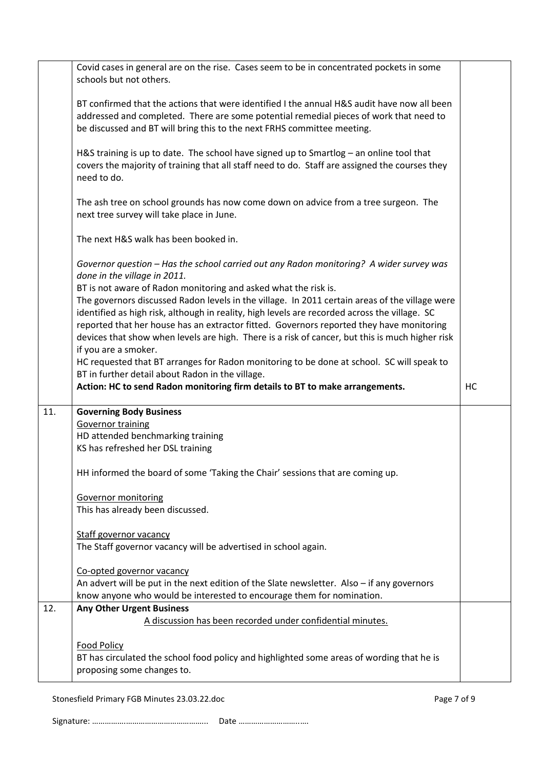| | | |
|---|---|---|
| | Covid cases in general are on the rise. Cases seem to be in concentrated pockets in some schools but not others.<br><br>BT confirmed that the actions that were identified I the annual H&S audit have now all been addressed and completed. There are some potential remedial pieces of work that need to be discussed and BT will bring this to the next FRHS committee meeting.<br><br>H&S training is up to date. The school have signed up to Smartlog – an online tool that covers the majority of training that all staff need to do. Staff are assigned the courses they need to do.<br><br>The ash tree on school grounds has now come down on advice from a tree surgeon. The next tree survey will take place in June.<br><br>The next H&S walk has been booked in.<br><br>*Governor question – Has the school carried out any Radon monitoring? A wider survey was done in the village in 2011.*<br>BT is not aware of Radon monitoring and asked what the risk is.<br>The governors discussed Radon levels in the village. In 2011 certain areas of the village were identified as high risk, although in reality, high levels are recorded across the village. SC reported that her house has an extractor fitted. Governors reported they have monitoring devices that show when levels are high. There is a risk of cancer, but this is much higher risk if you are a smoker.<br>HC requested that BT arranges for Radon monitoring to be done at school. SC will speak to BT in further detail about Radon in the village.<br>**Action: HC to send Radon monitoring firm details to BT to make arrangements.** | HC |
| 11. | **Governing Body Business**<br>Governor training<br>HD attended benchmarking training<br>KS has refreshed her DSL training<br><br>HH informed the board of some 'Taking the Chair' sessions that are coming up.<br><br>Governor monitoring<br>This has already been discussed.<br><br>Staff governor vacancy<br>The Staff governor vacancy will be advertised in school again.<br><br>Co-opted governor vacancy<br>An advert will be put in the next edition of the Slate newsletter. Also – if any governors know anyone who would be interested to encourage them for nomination. | |
| 12. | **Any Other Urgent Business**<br>A discussion has been recorded under confidential minutes.<br><br>Food Policy<br>BT has circulated the school food policy and highlighted some areas of wording that he is proposing some changes to. | |

Signature: ……………………………………………….. Date ………………………..….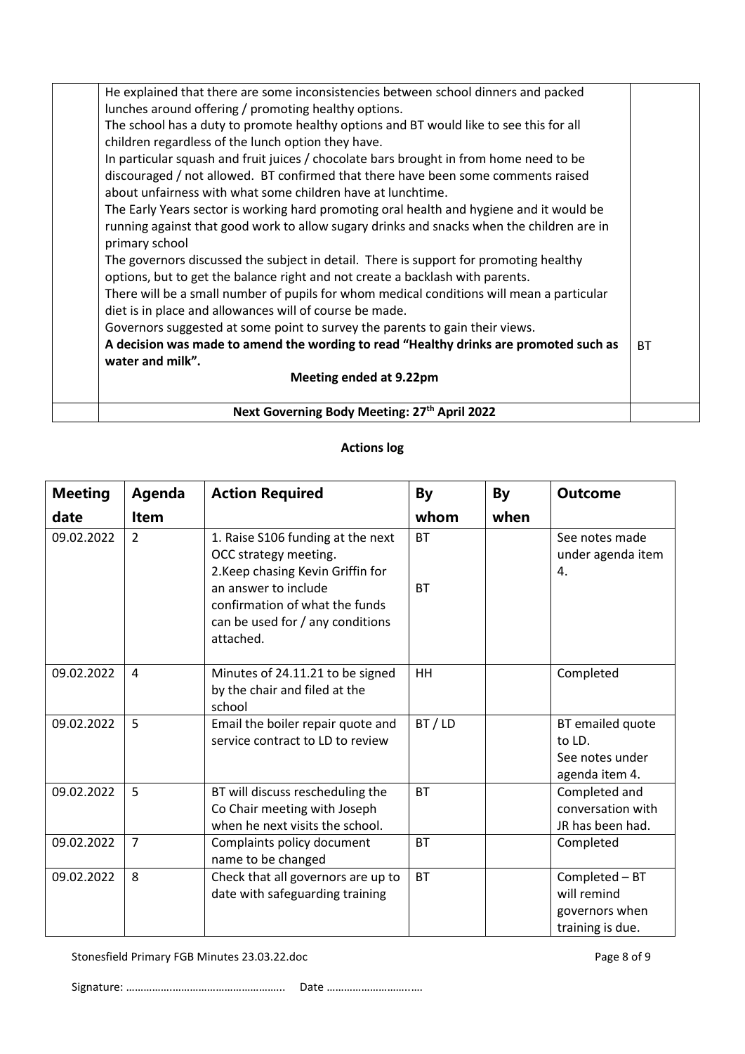| | He explained that there are some inconsistencies between school dinners and packed lunches around offering / promoting healthy options.<br>The school has a duty to promote healthy options and BT would like to see this for all children regardless of the lunch option they have.<br>In particular squash and fruit juices / chocolate bars brought in from home need to be discouraged / not allowed. BT confirmed that there have been some comments raised about unfairness with what some children have at lunchtime.<br>The Early Years sector is working hard promoting oral health and hygiene and it would be running against that good work to allow sugary drinks and snacks when the children are in primary school<br>The governors discussed the subject in detail. There is support for promoting healthy options, but to get the balance right and not create a backlash with parents.<br>There will be a small number of pupils for whom medical conditions will mean a particular diet is in place and allowances will of course be made.<br>Governors suggested at some point to survey the parents to gain their views.<br>**A decision was made to amend the wording to read "Healthy drinks are promoted such as water and milk".**<br>**Meeting ended at 9.22pm** | BT |
|---|---|---|
| | **Next Governing Body Meeting: 27th April 2022** | |

**Actions log**

| Meeting date | Agenda Item | Action Required | By whom | By when | Outcome |
|---|---|---|---|---|---|
| 09.02.2022 | 2 | 1. Raise S106 funding at the next OCC strategy meeting.<br>2.Keep chasing Kevin Griffin for an answer to include confirmation of what the funds can be used for / any conditions attached. | BT<br><br>BT | | See notes made under agenda item 4. |
| 09.02.2022 | 4 | Minutes of 24.11.21 to be signed by the chair and filed at the school | HH | | Completed |
| 09.02.2022 | 5 | Email the boiler repair quote and service contract to LD to review | BT / LD | | BT emailed quote to LD.<br>See notes under agenda item 4. |
| 09.02.2022 | 5 | BT will discuss rescheduling the Co Chair meeting with Joseph when he next visits the school. | BT | | Completed and conversation with JR has been had. |
| 09.02.2022 | 7 | Complaints policy document name to be changed | BT | | Completed |
| 09.02.2022 | 8 | Check that all governors are up to date with safeguarding training | BT | | Completed – BT will remind governors when training is due. |

Signature: ……………………………………………….. Date ………………………..….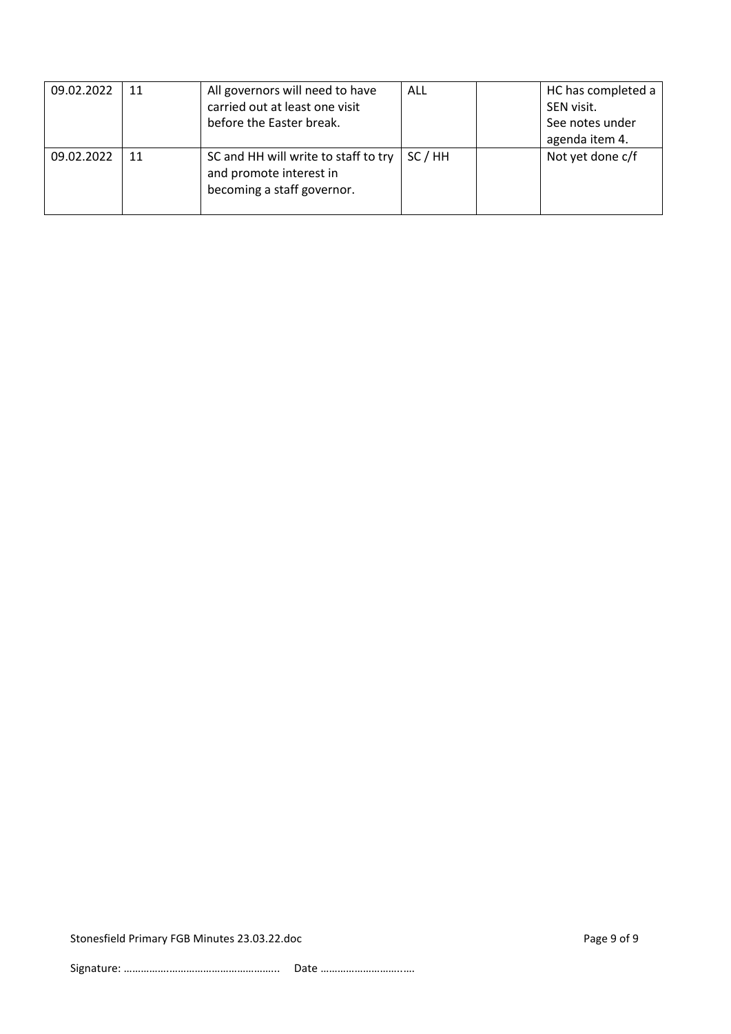| | | | | | |
|---|---|---|---|---|---|
| 09.02.2022 | 11 | All governors will need to have carried out at least one visit before the Easter break. | ALL | | HC has completed a SEN visit. See notes under agenda item 4. |
| 09.02.2022 | 11 | SC and HH will write to staff to try and promote interest in becoming a staff governor. | SC / HH | | Not yet done c/f |

Signature: ……………………………………………….. Date ………………………..….